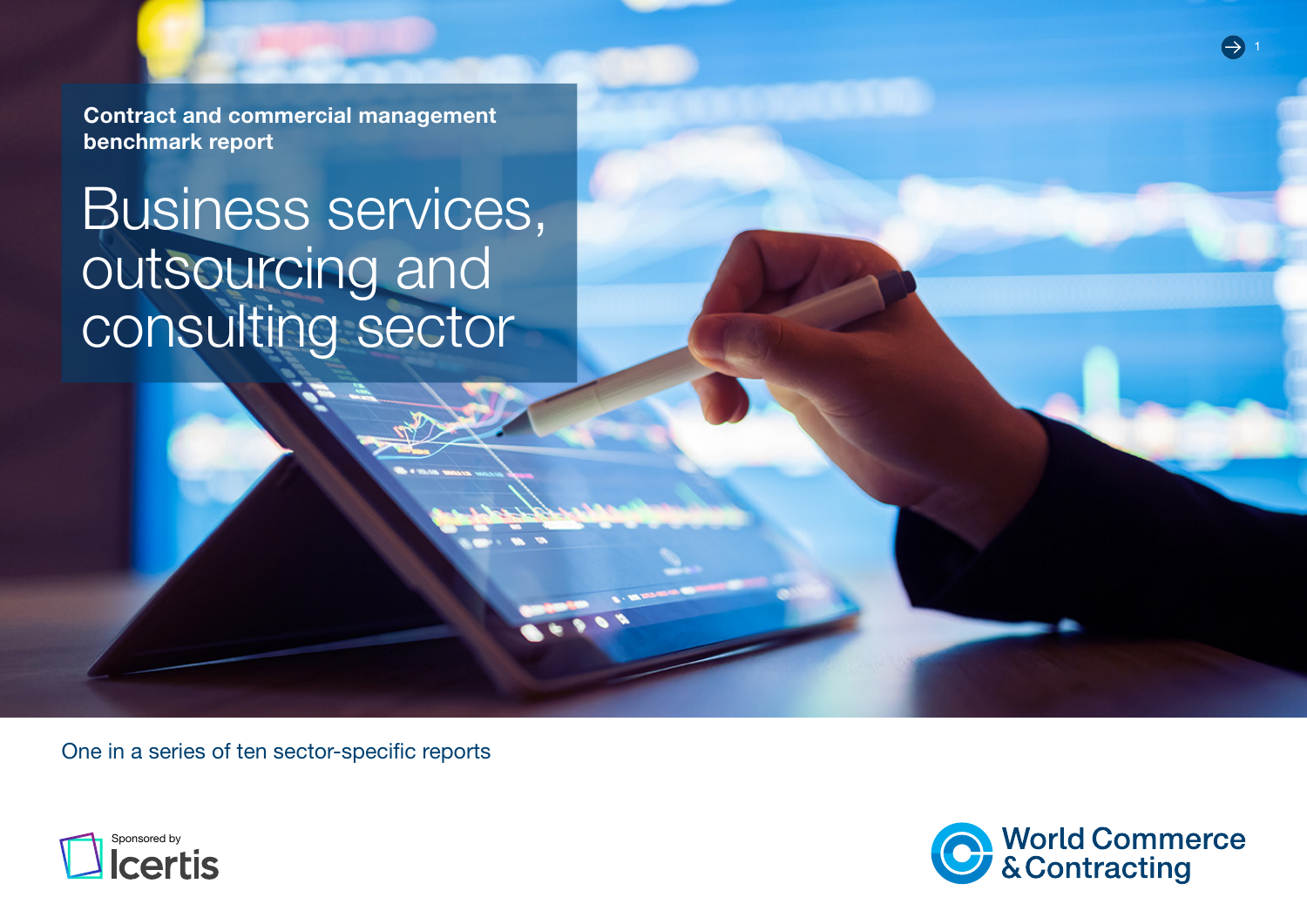Contract and commercial management benchmark report

# Business services, outsourcing and consulting sector

One in a series of ten sector-specific reports

Sponsored by Icertis

World Commerce & Contracting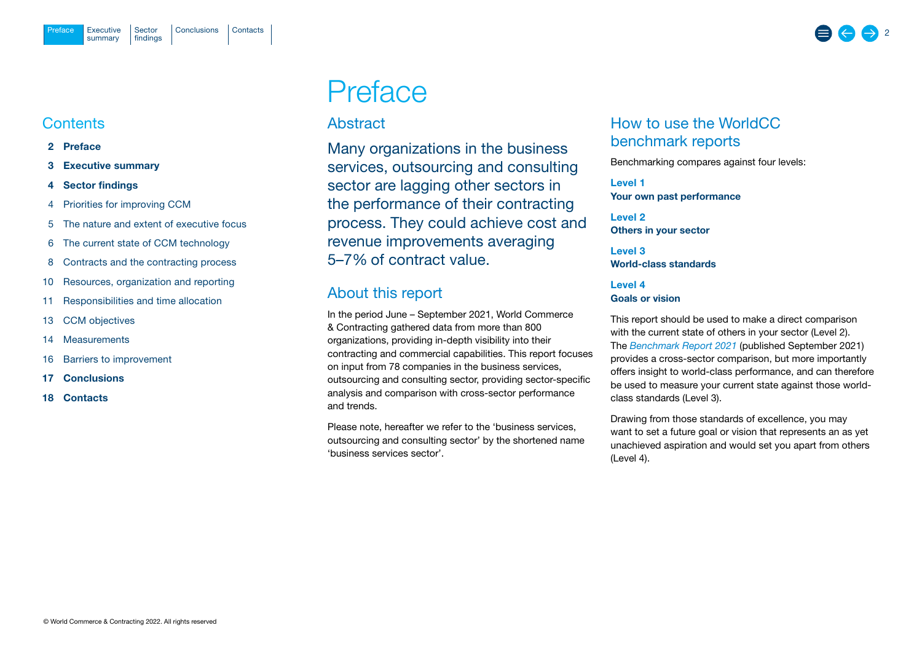# Preface

## Contents

- **2 Preface**
- **3 Executive summary**
- **4 Sector findings**
- 4 Priorities for improving CCM
- 5 The nature and extent of executive focus
- 6 The current state of CCM technology
- 8 Contracts and the contracting process
- 10 Resources, organization and reporting
- 11 Responsibilities and time allocation
- 13 CCM objectives
- 14 Measurements
- 16 Barriers to improvement
- **17 Conclusions**
- **18 Contacts**

## Abstract

Many organizations in the business services, outsourcing and consulting sector are lagging other sectors in the performance of their contracting process. They could achieve cost and revenue improvements averaging 5–7% of contract value.

## About this report

In the period June – September 2021, World Commerce & Contracting gathered data from more than 800 organizations, providing in-depth visibility into their contracting and commercial capabilities. This report focuses on input from 78 companies in the business services, outsourcing and consulting sector, providing sector-specific analysis and comparison with cross-sector performance and trends.

Please note, hereafter we refer to the 'business services, outsourcing and consulting sector' by the shortened name 'business services sector'.

## How to use the WorldCC benchmark reports

Benchmarking compares against four levels:

**Level 1**
**Your own past performance**

**Level 2**
**Others in your sector**

**Level 3**
**World-class standards**

**Level 4**
**Goals or vision**

This report should be used to make a direct comparison with the current state of others in your sector (Level 2). The *Benchmark Report 2021* (published September 2021) provides a cross-sector comparison, but more importantly offers insight to world-class performance, and can therefore be used to measure your current state against those world-class standards (Level 3).

Drawing from those standards of excellence, you may want to set a future goal or vision that represents an as yet unachieved aspiration and would set you apart from others (Level 4).

© World Commerce & Contracting 2022. All rights reserved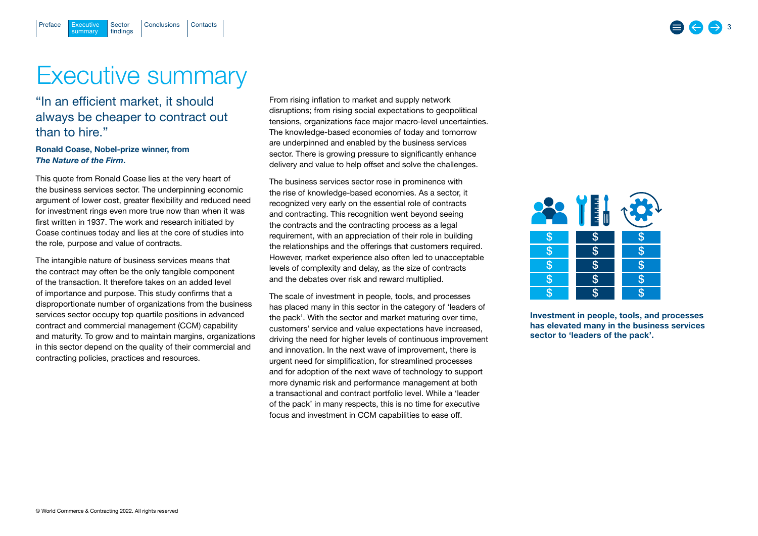# Executive summary

## "In an efficient market, it should always be cheaper to contract out than to hire."

**Ronald Coase, Nobel-prize winner, from *The Nature of the Firm*.**

This quote from Ronald Coase lies at the very heart of the business services sector. The underpinning economic argument of lower cost, greater flexibility and reduced need for investment rings even more true now than when it was first written in 1937. The work and research initiated by Coase continues today and lies at the core of studies into the role, purpose and value of contracts.

The intangible nature of business services means that the contract may often be the only tangible component of the transaction. It therefore takes on an added level of importance and purpose. This study confirms that a disproportionate number of organizations from the business services sector occupy top quartile positions in advanced contract and commercial management (CCM) capability and maturity. To grow and to maintain margins, organizations in this sector depend on the quality of their commercial and contracting policies, practices and resources.

From rising inflation to market and supply network disruptions; from rising social expectations to geopolitical tensions, organizations face major macro-level uncertainties. The knowledge-based economies of today and tomorrow are underpinned and enabled by the business services sector. There is growing pressure to significantly enhance delivery and value to help offset and solve the challenges.

The business services sector rose in prominence with the rise of knowledge-based economies. As a sector, it recognized very early on the essential role of contracts and contracting. This recognition went beyond seeing the contracts and the contracting process as a legal requirement, with an appreciation of their role in building the relationships and the offerings that customers required. However, market experience also often led to unacceptable levels of complexity and delay, as the size of contracts and the debates over risk and reward multiplied.

The scale of investment in people, tools, and processes has placed many in this sector in the category of 'leaders of the pack'. With the sector and market maturing over time, customers' service and value expectations have increased, driving the need for higher levels of continuous improvement and innovation. In the next wave of improvement, there is urgent need for simplification, for streamlined processes and for adoption of the next wave of technology to support more dynamic risk and performance management at both a transactional and contract portfolio level. While a 'leader of the pack' in many respects, this is no time for executive focus and investment in CCM capabilities to ease off.

**Investment in people, tools, and processes has elevated many in the business services sector to 'leaders of the pack'.**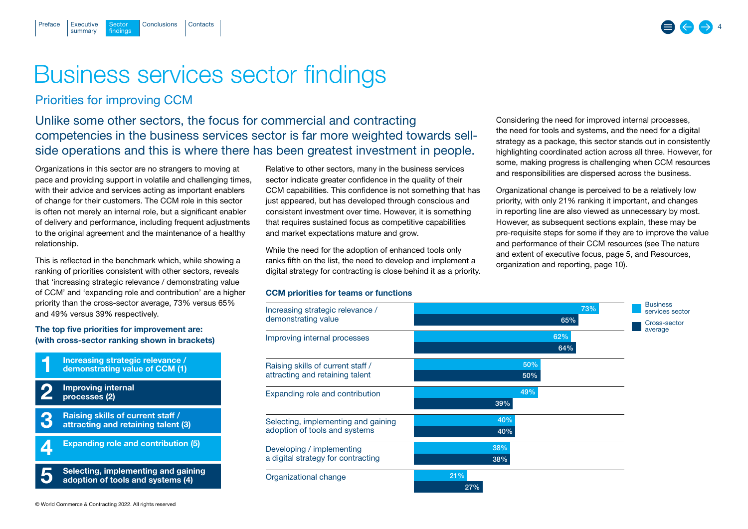# Business services sector findings

## Priorities for improving CCM

### Unlike some other sectors, the focus for commercial and contracting competencies in the business services sector is far more weighted towards sell-side operations and this is where there has been greatest investment in people.

Organizations in this sector are no strangers to moving at pace and providing support in volatile and challenging times, with their advice and services acting as important enablers of change for their customers. The CCM role in this sector is often not merely an internal role, but a significant enabler of delivery and performance, including frequent adjustments to the original agreement and the maintenance of a healthy relationship.

This is reflected in the benchmark which, while showing a ranking of priorities consistent with other sectors, reveals that 'increasing strategic relevance / demonstrating value of CCM' and 'expanding role and contribution' are a higher priority than the cross-sector average, 73% versus 65% and 49% versus 39% respectively.

**The top five priorities for improvement are: (with cross-sector ranking shown in brackets)**

1. **Increasing strategic relevance / demonstrating value of CCM (1)**
2. **Improving internal processes (2)**
3. **Raising skills of current staff / attracting and retaining talent (3)**
4. **Expanding role and contribution (5)**
5. **Selecting, implementing and gaining adoption of tools and systems (4)**

Relative to other sectors, many in the business services sector indicate greater confidence in the quality of their CCM capabilities. This confidence is not something that has just appeared, but has developed through conscious and consistent investment over time. However, it is something that requires sustained focus as competitive capabilities and market expectations mature and grow.

While the need for the adoption of enhanced tools only ranks fifth on the list, the need to develop and implement a digital strategy for contracting is close behind it as a priority.

Considering the need for improved internal processes, the need for tools and systems, and the need for a digital strategy as a package, this sector stands out in consistently highlighting coordinated action across all three. However, for some, making progress is challenging when CCM resources and responsibilities are dispersed across the business.

Organizational change is perceived to be a relatively low priority, with only 21% ranking it important, and changes in reporting line are also viewed as unnecessary by most. However, as subsequent sections explain, these may be pre-requisite steps for some if they are to improve the value and performance of their CCM resources (see The nature and extent of executive focus, page 5, and Resources, organization and reporting, page 10).

**CCM priorities for teams or functions**

| Priority | Business services sector | Cross-sector average |
|---|---|---|
| Increasing strategic relevance / demonstrating value | 73% | 65% |
| Improving internal processes | 62% | 64% |
| Raising skills of current staff / attracting and retaining talent | 50% | 50% |
| Expanding role and contribution | 49% | 39% |
| Selecting, implementing and gaining adoption of tools and systems | 40% | 40% |
| Developing / implementing a digital strategy for contracting | 38% | 38% |
| Organizational change | 21% | 27% |

© World Commerce & Contracting 2022. All rights reserved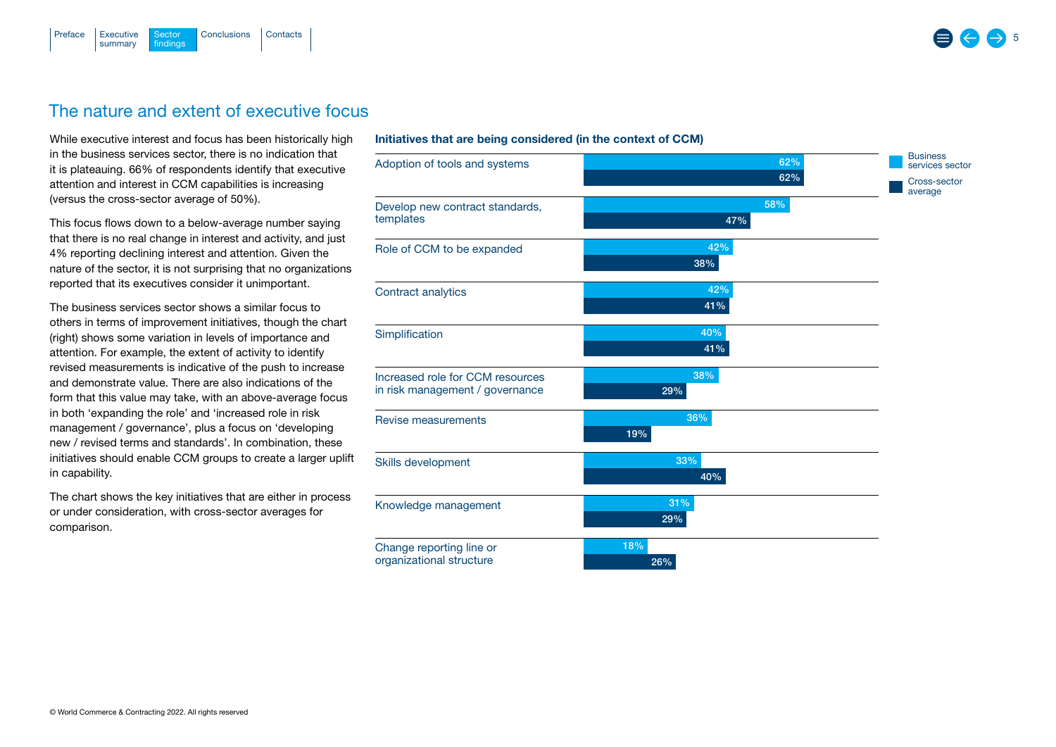## The nature and extent of executive focus

While executive interest and focus has been historically high in the business services sector, there is no indication that it is plateauing. 66% of respondents identify that executive attention and interest in CCM capabilities is increasing (versus the cross-sector average of 50%).

This focus flows down to a below-average number saying that there is no real change in interest and activity, and just 4% reporting declining interest and attention. Given the nature of the sector, it is not surprising that no organizations reported that its executives consider it unimportant.

The business services sector shows a similar focus to others in terms of improvement initiatives, though the chart (right) shows some variation in levels of importance and attention. For example, the extent of activity to identify revised measurements is indicative of the push to increase and demonstrate value. There are also indications of the form that this value may take, with an above-average focus in both 'expanding the role' and 'increased role in risk management / governance', plus a focus on 'developing new / revised terms and standards'. In combination, these initiatives should enable CCM groups to create a larger uplift in capability.

The chart shows the key initiatives that are either in process or under consideration, with cross-sector averages for comparison.

**Initiatives that are being considered (in the context of CCM)**

| Initiative | Business services sector | Cross-sector average |
|---|---|---|
| Adoption of tools and systems | 62% | 62% |
| Develop new contract standards, templates | 58% | 47% |
| Role of CCM to be expanded | 42% | 38% |
| Contract analytics | 42% | 41% |
| Simplification | 40% | 41% |
| Increased role for CCM resources in risk management / governance | 38% | 29% |
| Revise measurements | 36% | 19% |
| Skills development | 33% | 40% |
| Knowledge management | 31% | 29% |
| Change reporting line or organizational structure | 18% | 26% |

© World Commerce & Contracting 2022. All rights reserved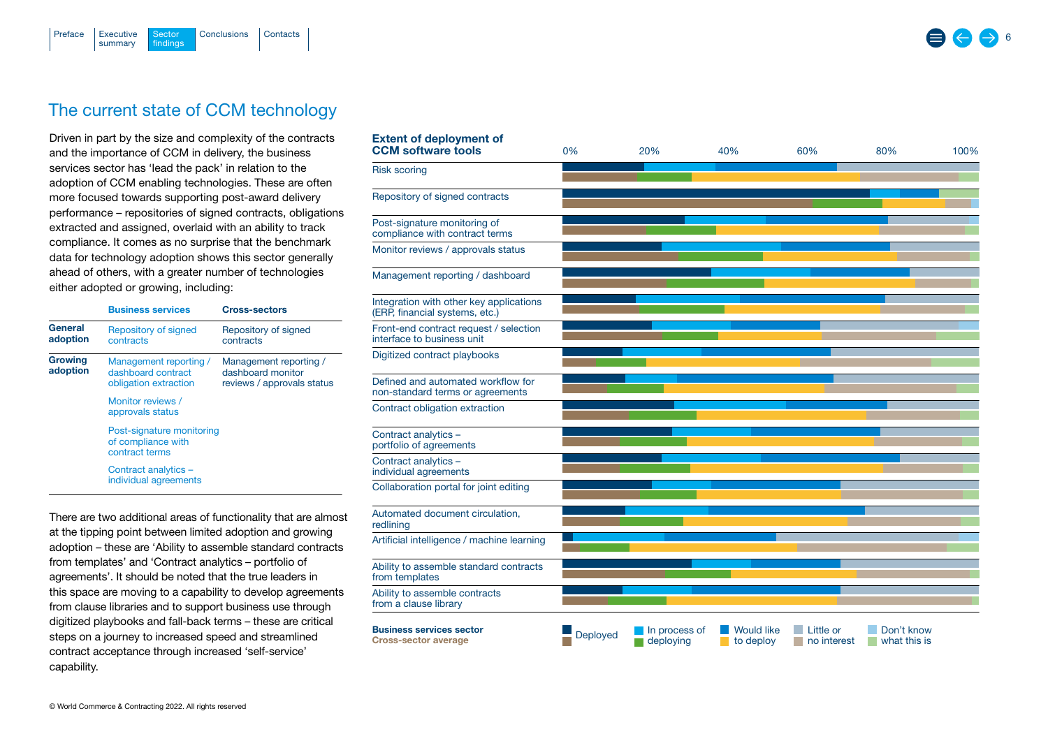## The current state of CCM technology

Driven in part by the size and complexity of the contracts and the importance of CCM in delivery, the business services sector has 'lead the pack' in relation to the adoption of CCM enabling technologies. These are often more focused towards supporting post-award delivery performance – repositories of signed contracts, obligations extracted and assigned, overlaid with an ability to track compliance. It comes as no surprise that the benchmark data for technology adoption shows this sector generally ahead of others, with a greater number of technologies either adopted or growing, including:

| | Business services | Cross-sectors |
|---|---|---|
| **General adoption** | Repository of signed contracts | Repository of signed contracts |
| **Growing adoption** | Management reporting / dashboard contract obligation extraction | Management reporting / dashboard monitor reviews / approvals status |
| | Monitor reviews / approvals status | |
| | Post-signature monitoring of compliance with contract terms | |
| | Contract analytics – individual agreements | |

There are two additional areas of functionality that are almost at the tipping point between limited adoption and growing adoption – these are 'Ability to assemble standard contracts from templates' and 'Contract analytics – portfolio of agreements'. It should be noted that the true leaders in this space are moving to a capability to develop agreements from clause libraries and to support business use through digitized playbooks and fall-back terms – these are critical steps on a journey to increased speed and streamlined contract acceptance through increased 'self-service' capability.

**Extent of deployment of CCM software tools**

Scale: 0% – 20% – 40% – 60% – 80% – 100%

Categories:
- Risk scoring
- Repository of signed contracts
- Post-signature monitoring of compliance with contract terms
- Monitor reviews / approvals status
- Management reporting / dashboard
- Integration with other key applications (ERP, financial systems, etc.)
- Front-end contract request / selection interface to business unit
- Digitized contract playbooks
- Defined and automated workflow for non-standard terms or agreements
- Contract obligation extraction
- Contract analytics – portfolio of agreements
- Contract analytics – individual agreements
- Collaboration portal for joint editing
- Automated document circulation, redlining
- Artificial intelligence / machine learning
- Ability to assemble standard contracts from templates
- Ability to assemble contracts from a clause library

**Business services sector**
**Cross-sector average**

Legend: Deployed; In process of deploying; Would like to deploy; Little or no interest; Don't know what this is

© World Commerce & Contracting 2022. All rights reserved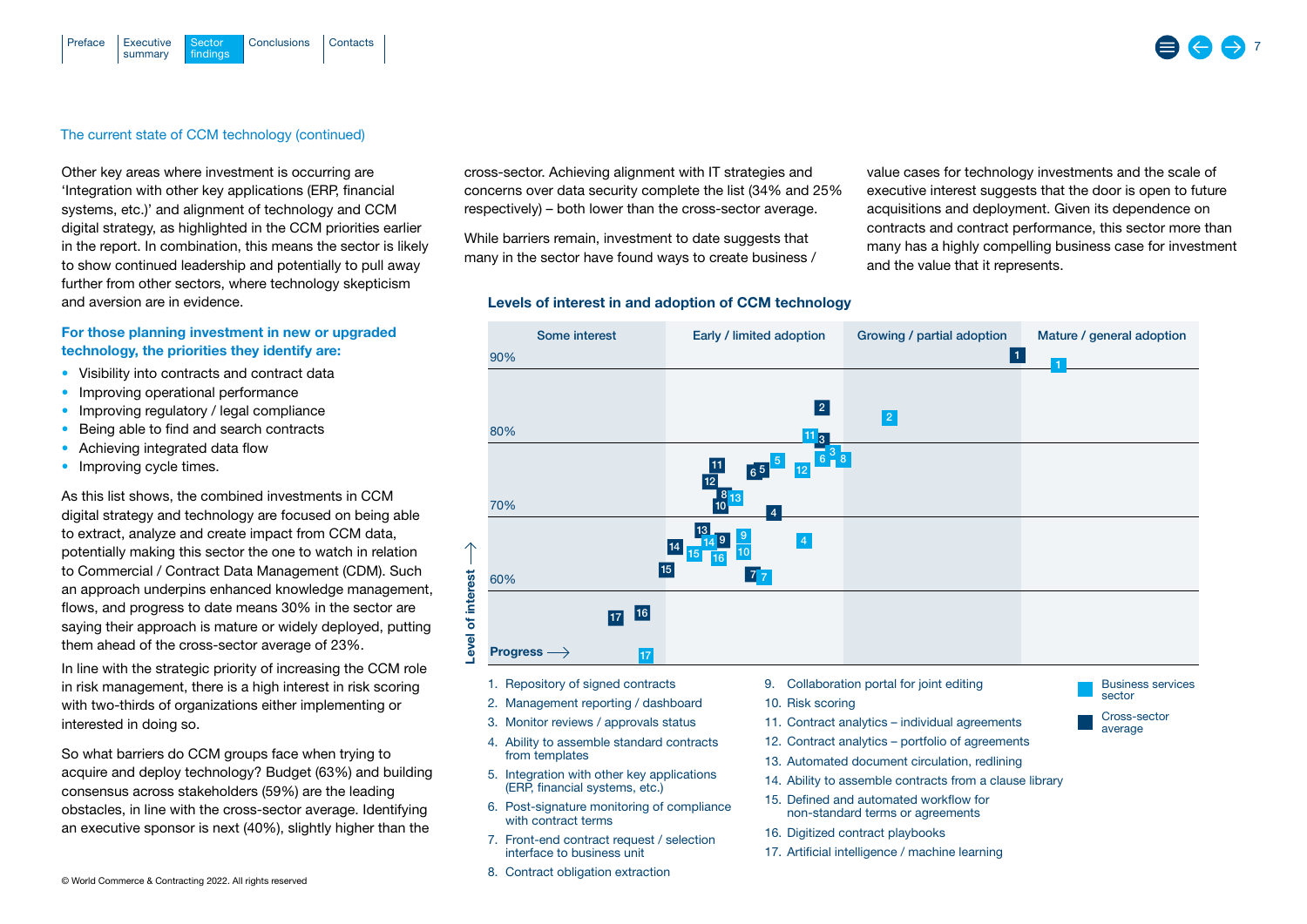The current state of CCM technology (continued)

Other key areas where investment is occurring are 'Integration with other key applications (ERP, financial systems, etc.)' and alignment of technology and CCM digital strategy, as highlighted in the CCM priorities earlier in the report. In combination, this means the sector is likely to show continued leadership and potentially to pull away further from other sectors, where technology skepticism and aversion are in evidence.

**For those planning investment in new or upgraded technology, the priorities they identify are:**

- Visibility into contracts and contract data
- Improving operational performance
- Improving regulatory / legal compliance
- Being able to find and search contracts
- Achieving integrated data flow
- Improving cycle times.

As this list shows, the combined investments in CCM digital strategy and technology are focused on being able to extract, analyze and create impact from CCM data, potentially making this sector the one to watch in relation to Commercial / Contract Data Management (CDM). Such an approach underpins enhanced knowledge management, flows, and progress to date means 30% in the sector are saying their approach is mature or widely deployed, putting them ahead of the cross-sector average of 23%.

In line with the strategic priority of increasing the CCM role in risk management, there is a high interest in risk scoring with two-thirds of organizations either implementing or interested in doing so.

So what barriers do CCM groups face when trying to acquire and deploy technology? Budget (63%) and building consensus across stakeholders (59%) are the leading obstacles, in line with the cross-sector average. Identifying an executive sponsor is next (40%), slightly higher than the cross-sector. Achieving alignment with IT strategies and concerns over data security complete the list (34% and 25% respectively) – both lower than the cross-sector average.

While barriers remain, investment to date suggests that many in the sector have found ways to create business / value cases for technology investments and the scale of executive interest suggests that the door is open to future acquisitions and deployment. Given its dependence on contracts and contract performance, this sector more than many has a highly compelling business case for investment and the value that it represents.

**Levels of interest in and adoption of CCM technology**

Columns (Progress →): Some interest | Early / limited adoption | Growing / partial adoption | Mature / general adoption

Level of interest axis: 60%, 70%, 80%, 90%

1. Repository of signed contracts
2. Management reporting / dashboard
3. Monitor reviews / approvals status
4. Ability to assemble standard contracts from templates
5. Integration with other key applications (ERP, financial systems, etc.)
6. Post-signature monitoring of compliance with contract terms
7. Front-end contract request / selection interface to business unit
8. Contract obligation extraction
9. Collaboration portal for joint editing
10. Risk scoring
11. Contract analytics – individual agreements
12. Contract analytics – portfolio of agreements
13. Automated document circulation, redlining
14. Ability to assemble contracts from a clause library
15. Defined and automated workflow for non-standard terms or agreements
16. Digitized contract playbooks
17. Artificial intelligence / machine learning

Legend: Business services sector; Cross-sector average

© World Commerce & Contracting 2022. All rights reserved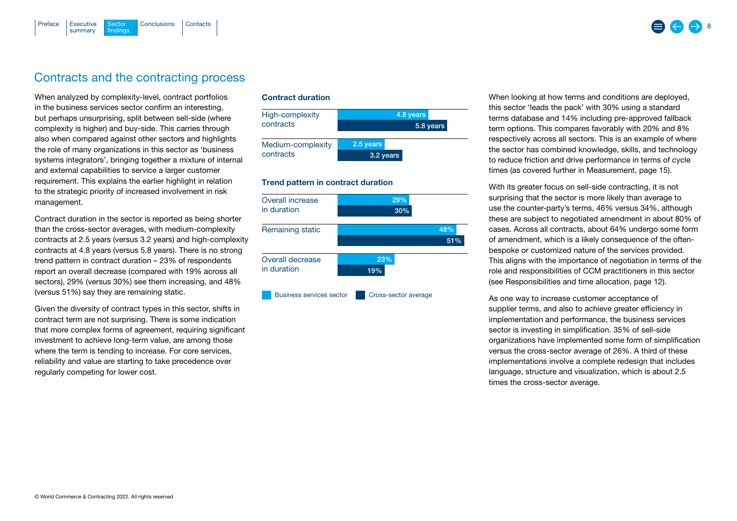## Contracts and the contracting process

When analyzed by complexity-level, contract portfolios in the business services sector confirm an interesting, but perhaps unsurprising, split between sell-side (where complexity is higher) and buy-side. This carries through also when compared against other sectors and highlights the role of many organizations in this sector as 'business systems integrators', bringing together a mixture of internal and external capabilities to service a larger customer requirement. This explains the earlier highlight in relation to the strategic priority of increased involvement in risk management.

Contract duration in the sector is reported as being shorter than the cross-sector averages, with medium-complexity contracts at 2.5 years (versus 3.2 years) and high-complexity contracts at 4.8 years (versus 5.8 years). There is no strong trend pattern in contract duration – 23% of respondents report an overall decrease (compared with 19% across all sectors), 29% (versus 30%) see them increasing, and 48% (versus 51%) say they are remaining static.

Given the diversity of contract types in this sector, shifts in contract term are not surprising. There is some indication that more complex forms of agreement, requiring significant investment to achieve long-term value, are among those where the term is tending to increase. For core services, reliability and value are starting to take precedence over regularly competing for lower cost.

**Contract duration**

| | Business services sector | Cross-sector average |
|---|---|---|
| High-complexity contracts | 4.8 years | 5.8 years |
| Medium-complexity contracts | 2.5 years | 3.2 years |

**Trend pattern in contract duration**

| | Business services sector | Cross-sector average |
|---|---|---|
| Overall increase in duration | 29% | 30% |
| Remaining static | 48% | 51% |
| Overall decrease in duration | 23% | 19% |

When looking at how terms and conditions are deployed, this sector 'leads the pack' with 30% using a standard terms database and 14% including pre-approved fallback term options. This compares favorably with 20% and 8% respectively across all sectors. This is an example of where the sector has combined knowledge, skills, and technology to reduce friction and drive performance in terms of cycle times (as covered further in Measurement, page 15).

With its greater focus on sell-side contracting, it is not surprising that the sector is more likely than average to use the counter-party's terms, 46% versus 34%, although these are subject to negotiated amendment in about 80% of cases. Across all contracts, about 64% undergo some form of amendment, which is a likely consequence of the often-bespoke or customized nature of the services provided. This aligns with the importance of negotiation in terms of the role and responsibilities of CCM practitioners in this sector (see Responsibilities and time allocation, page 12).

As one way to increase customer acceptance of supplier terms, and also to achieve greater efficiency in implementation and performance, the business services sector is investing in simplification. 35% of sell-side organizations have implemented some form of simplification versus the cross-sector average of 26%. A third of these implementations involve a complete redesign that includes language, structure and visualization, which is about 2.5 times the cross-sector average.

© World Commerce & Contracting 2022. All rights reserved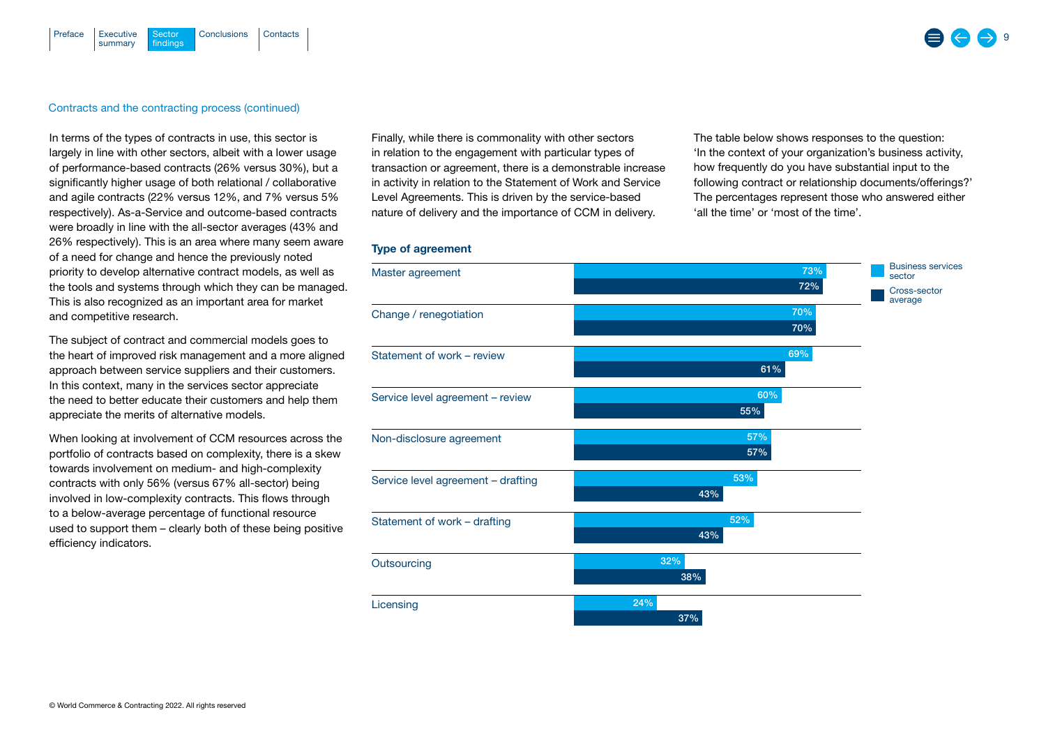Contracts and the contracting process (continued)

In terms of the types of contracts in use, this sector is largely in line with other sectors, albeit with a lower usage of performance-based contracts (26% versus 30%), but a significantly higher usage of both relational / collaborative and agile contracts (22% versus 12%, and 7% versus 5% respectively). As-a-Service and outcome-based contracts were broadly in line with the all-sector averages (43% and 26% respectively). This is an area where many seem aware of a need for change and hence the previously noted priority to develop alternative contract models, as well as the tools and systems through which they can be managed. This is also recognized as an important area for market and competitive research.

The subject of contract and commercial models goes to the heart of improved risk management and a more aligned approach between service suppliers and their customers. In this context, many in the services sector appreciate the need to better educate their customers and help them appreciate the merits of alternative models.

When looking at involvement of CCM resources across the portfolio of contracts based on complexity, there is a skew towards involvement on medium- and high-complexity contracts with only 56% (versus 67% all-sector) being involved in low-complexity contracts. This flows through to a below-average percentage of functional resource used to support them – clearly both of these being positive efficiency indicators.

Finally, while there is commonality with other sectors in relation to the engagement with particular types of transaction or agreement, there is a demonstrable increase in activity in relation to the Statement of Work and Service Level Agreements. This is driven by the service-based nature of delivery and the importance of CCM in delivery.

The table below shows responses to the question: 'In the context of your organization's business activity, how frequently do you have substantial input to the following contract or relationship documents/offerings?' The percentages represent those who answered either 'all the time' or 'most of the time'.

**Type of agreement**

| Type of agreement | Business services sector | Cross-sector average |
|---|---|---|
| Master agreement | 73% | 72% |
| Change / renegotiation | 70% | 70% |
| Statement of work – review | 69% | 61% |
| Service level agreement – review | 60% | 55% |
| Non-disclosure agreement | 57% | 57% |
| Service level agreement – drafting | 53% | 43% |
| Statement of work – drafting | 52% | 43% |
| Outsourcing | 32% | 38% |
| Licensing | 24% | 37% |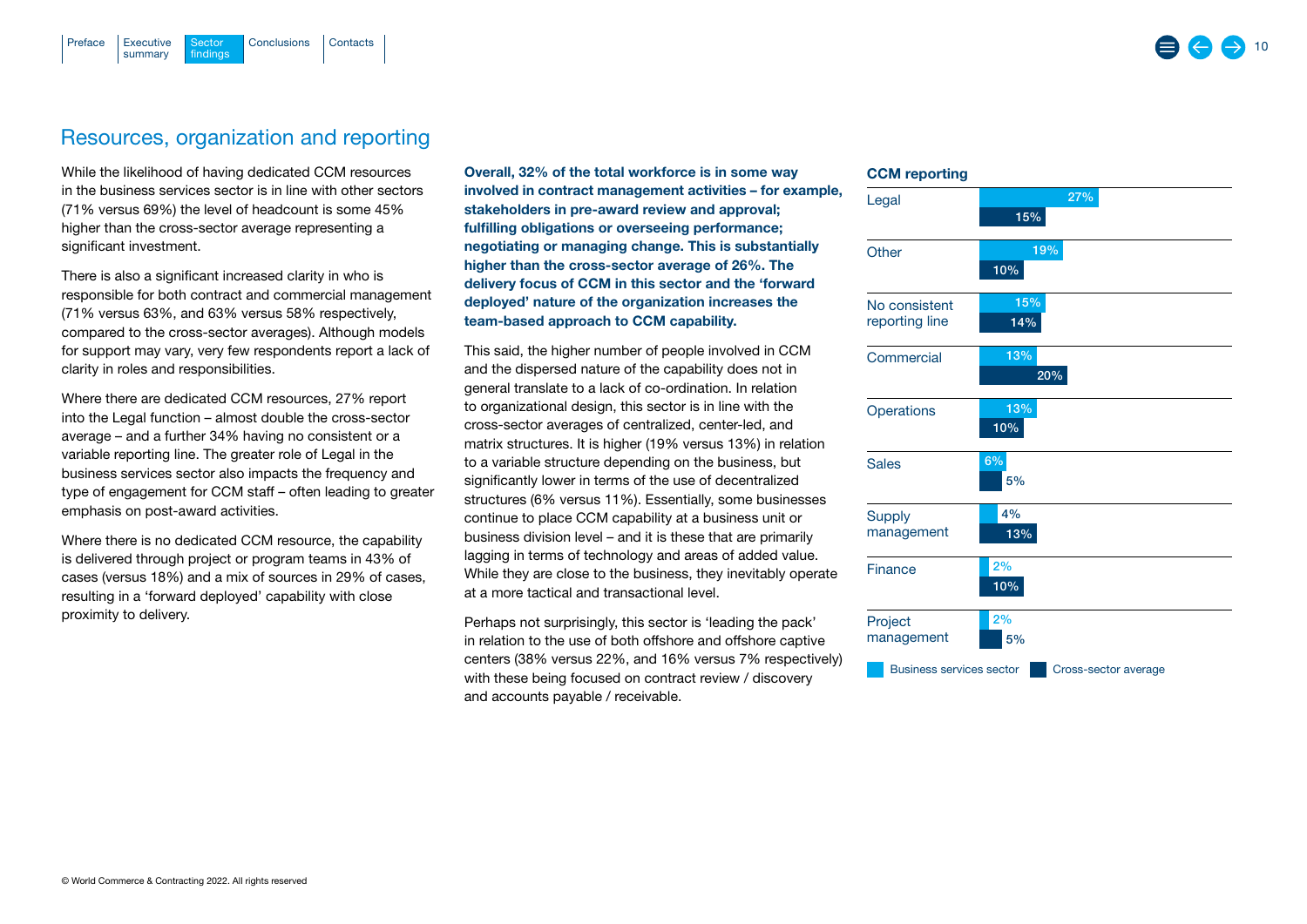## Resources, organization and reporting

While the likelihood of having dedicated CCM resources in the business services sector is in line with other sectors (71% versus 69%) the level of headcount is some 45% higher than the cross-sector average representing a significant investment.

There is also a significant increased clarity in who is responsible for both contract and commercial management (71% versus 63%, and 63% versus 58% respectively, compared to the cross-sector averages). Although models for support may vary, very few respondents report a lack of clarity in roles and responsibilities.

Where there are dedicated CCM resources, 27% report into the Legal function – almost double the cross-sector average – and a further 34% having no consistent or a variable reporting line. The greater role of Legal in the business services sector also impacts the frequency and type of engagement for CCM staff – often leading to greater emphasis on post-award activities.

Where there is no dedicated CCM resource, the capability is delivered through project or program teams in 43% of cases (versus 18%) and a mix of sources in 29% of cases, resulting in a 'forward deployed' capability with close proximity to delivery.

**Overall, 32% of the total workforce is in some way involved in contract management activities – for example, stakeholders in pre-award review and approval; fulfilling obligations or overseeing performance; negotiating or managing change. This is substantially higher than the cross-sector average of 26%. The delivery focus of CCM in this sector and the 'forward deployed' nature of the organization increases the team-based approach to CCM capability.**

This said, the higher number of people involved in CCM and the dispersed nature of the capability does not in general translate to a lack of co-ordination. In relation to organizational design, this sector is in line with the cross-sector averages of centralized, center-led, and matrix structures. It is higher (19% versus 13%) in relation to a variable structure depending on the business, but significantly lower in terms of the use of decentralized structures (6% versus 11%). Essentially, some businesses continue to place CCM capability at a business unit or business division level – and it is these that are primarily lagging in terms of technology and areas of added value. While they are close to the business, they inevitably operate at a more tactical and transactional level.

Perhaps not surprisingly, this sector is 'leading the pack' in relation to the use of both offshore and offshore captive centers (38% versus 22%, and 16% versus 7% respectively) with these being focused on contract review / discovery and accounts payable / receivable.

### CCM reporting

| | Business services sector | Cross-sector average |
|---|---|---|
| Legal | 27% | 15% |
| Other | 19% | 10% |
| No consistent reporting line | 15% | 14% |
| Commercial | 13% | 20% |
| Operations | 13% | 10% |
| Sales | 6% | 5% |
| Supply management | 4% | 13% |
| Finance | 2% | 10% |
| Project management | 2% | 5% |

© World Commerce & Contracting 2022. All rights reserved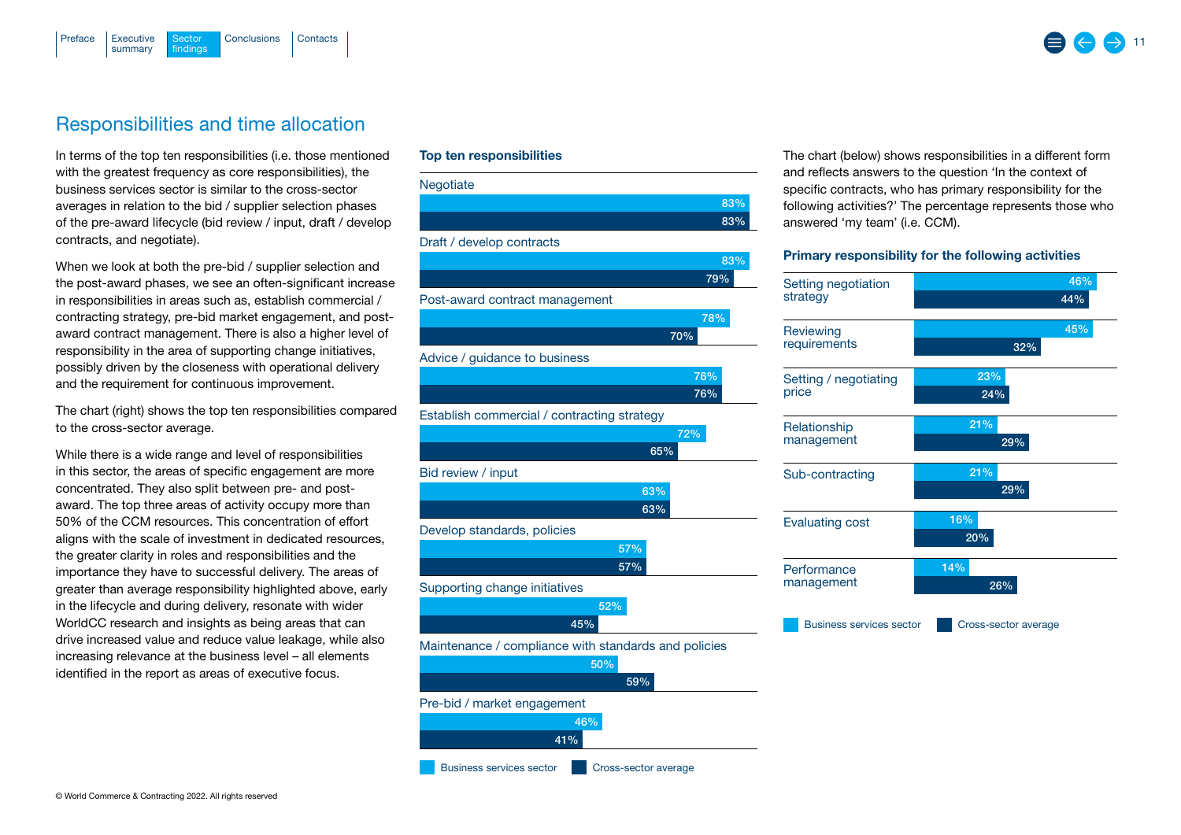## Responsibilities and time allocation

In terms of the top ten responsibilities (i.e. those mentioned with the greatest frequency as core responsibilities), the business services sector is similar to the cross-sector averages in relation to the bid / supplier selection phases of the pre-award lifecycle (bid review / input, draft / develop contracts, and negotiate).

When we look at both the pre-bid / supplier selection and the post-award phases, we see an often-significant increase in responsibilities in areas such as, establish commercial / contracting strategy, pre-bid market engagement, and post-award contract management. There is also a higher level of responsibility in the area of supporting change initiatives, possibly driven by the closeness with operational delivery and the requirement for continuous improvement.

The chart (right) shows the top ten responsibilities compared to the cross-sector average.

While there is a wide range and level of responsibilities in this sector, the areas of specific engagement are more concentrated. They also split between pre- and post-award. The top three areas of activity occupy more than 50% of the CCM resources. This concentration of effort aligns with the scale of investment in dedicated resources, the greater clarity in roles and responsibilities and the importance they have to successful delivery. The areas of greater than average responsibility highlighted above, early in the lifecycle and during delivery, resonate with wider WorldCC research and insights as being areas that can drive increased value and reduce value leakage, while also increasing relevance at the business level – all elements identified in the report as areas of executive focus.

**Top ten responsibilities**

| Responsibility | Business services sector | Cross-sector average |
| --- | --- | --- |
| Negotiate | 83% | 83% |
| Draft / develop contracts | 83% | 79% |
| Post-award contract management | 78% | 70% |
| Advice / guidance to business | 76% | 76% |
| Establish commercial / contracting strategy | 72% | 65% |
| Bid review / input | 63% | 63% |
| Develop standards, policies | 57% | 57% |
| Supporting change initiatives | 52% | 45% |
| Maintenance / compliance with standards and policies | 50% | 59% |
| Pre-bid / market engagement | 46% | 41% |

The chart (below) shows responsibilities in a different form and reflects answers to the question 'In the context of specific contracts, who has primary responsibility for the following activities?' The percentage represents those who answered 'my team' (i.e. CCM).

**Primary responsibility for the following activities**

| Activity | Business services sector | Cross-sector average |
| --- | --- | --- |
| Setting negotiation strategy | 46% | 44% |
| Reviewing requirements | 45% | 32% |
| Setting / negotiating price | 23% | 24% |
| Relationship management | 21% | 29% |
| Sub-contracting | 21% | 29% |
| Evaluating cost | 16% | 20% |
| Performance management | 14% | 26% |

© World Commerce & Contracting 2022. All rights reserved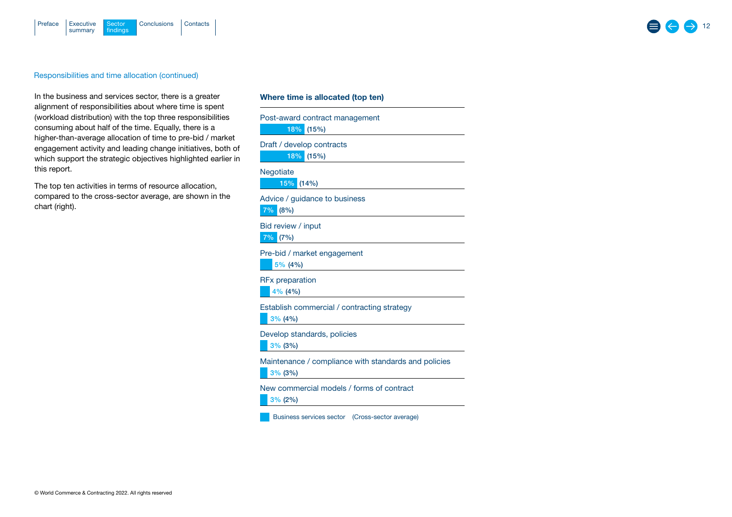Responsibilities and time allocation (continued)

In the business and services sector, there is a greater alignment of responsibilities about where time is spent (workload distribution) with the top three responsibilities consuming about half of the time. Equally, there is a higher-than-average allocation of time to pre-bid / market engagement activity and leading change initiatives, both of which support the strategic objectives highlighted earlier in this report.

The top ten activities in terms of resource allocation, compared to the cross-sector average, are shown in the chart (right).

### Where time is allocated (top ten)

| Activity | Business services sector | (Cross-sector average) |
|---|---|---|
| Post-award contract management | 18% | (15%) |
| Draft / develop contracts | 18% | (15%) |
| Negotiate | 15% | (14%) |
| Advice / guidance to business | 7% | (8%) |
| Bid review / input | 7% | (7%) |
| Pre-bid / market engagement | 5% | (4%) |
| RFx preparation | 4% | (4%) |
| Establish commercial / contracting strategy | 3% | (4%) |
| Develop standards, policies | 3% | (3%) |
| Maintenance / compliance with standards and policies | 3% | (3%) |
| New commercial models / forms of contract | 3% | (2%) |

© World Commerce & Contracting 2022. All rights reserved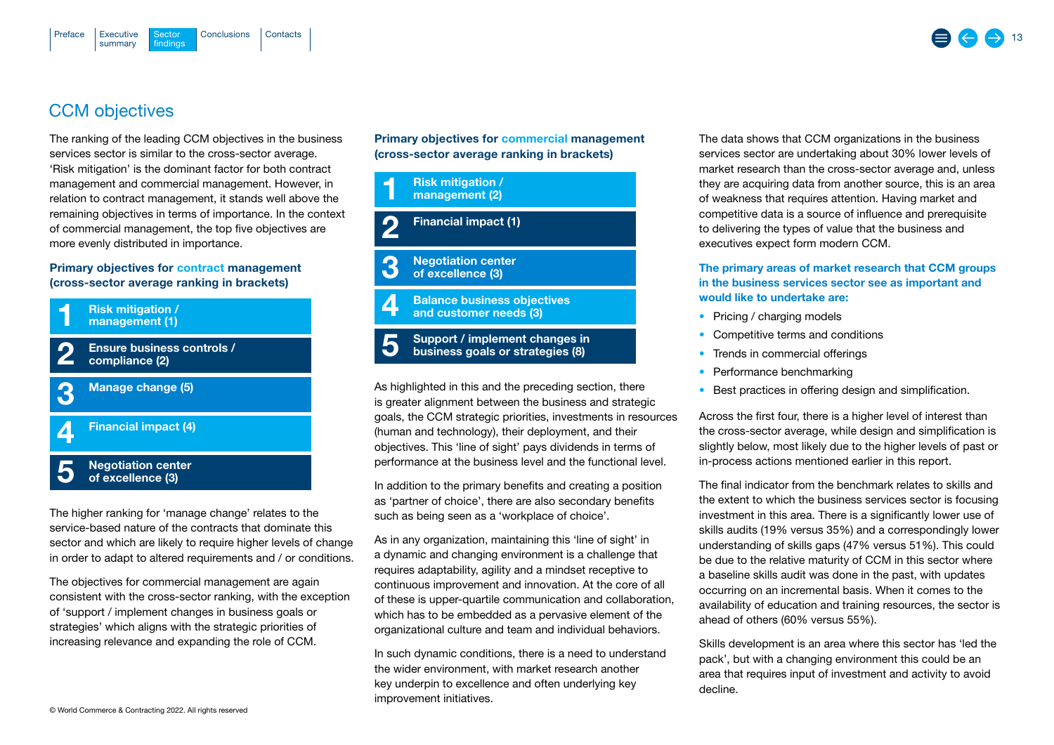## CCM objectives

The ranking of the leading CCM objectives in the business services sector is similar to the cross-sector average. 'Risk mitigation' is the dominant factor for both contract management and commercial management. However, in relation to contract management, it stands well above the remaining objectives in terms of importance. In the context of commercial management, the top five objectives are more evenly distributed in importance.

**Primary objectives for contract management (cross-sector average ranking in brackets)**

1. **Risk mitigation / management (1)**
2. **Ensure business controls / compliance (2)**
3. **Manage change (5)**
4. **Financial impact (4)**
5. **Negotiation center of excellence (3)**

The higher ranking for 'manage change' relates to the service-based nature of the contracts that dominate this sector and which are likely to require higher levels of change in order to adapt to altered requirements and / or conditions.

The objectives for commercial management are again consistent with the cross-sector ranking, with the exception of 'support / implement changes in business goals or strategies' which aligns with the strategic priorities of increasing relevance and expanding the role of CCM.

**Primary objectives for commercial management (cross-sector average ranking in brackets)**

1. **Risk mitigation / management (2)**
2. **Financial impact (1)**
3. **Negotiation center of excellence (3)**
4. **Balance business objectives and customer needs (3)**
5. **Support / implement changes in business goals or strategies (8)**

As highlighted in this and the preceding section, there is greater alignment between the business and strategic goals, the CCM strategic priorities, investments in resources (human and technology), their deployment, and their objectives. This 'line of sight' pays dividends in terms of performance at the business level and the functional level.

In addition to the primary benefits and creating a position as 'partner of choice', there are also secondary benefits such as being seen as a 'workplace of choice'.

As in any organization, maintaining this 'line of sight' in a dynamic and changing environment is a challenge that requires adaptability, agility and a mindset receptive to continuous improvement and innovation. At the core of all of these is upper-quartile communication and collaboration, which has to be embedded as a pervasive element of the organizational culture and team and individual behaviors.

In such dynamic conditions, there is a need to understand the wider environment, with market research another key underpin to excellence and often underlying key improvement initiatives.

The data shows that CCM organizations in the business services sector are undertaking about 30% lower levels of market research than the cross-sector average and, unless they are acquiring data from another source, this is an area of weakness that requires attention. Having market and competitive data is a source of influence and prerequisite to delivering the types of value that the business and executives expect form modern CCM.

**The primary areas of market research that CCM groups in the business services sector see as important and would like to undertake are:**

- Pricing / charging models
- Competitive terms and conditions
- Trends in commercial offerings
- Performance benchmarking
- Best practices in offering design and simplification.

Across the first four, there is a higher level of interest than the cross-sector average, while design and simplification is slightly below, most likely due to the higher levels of past or in-process actions mentioned earlier in this report.

The final indicator from the benchmark relates to skills and the extent to which the business services sector is focusing investment in this area. There is a significantly lower use of skills audits (19% versus 35%) and a correspondingly lower understanding of skills gaps (47% versus 51%). This could be due to the relative maturity of CCM in this sector where a baseline skills audit was done in the past, with updates occurring on an incremental basis. When it comes to the availability of education and training resources, the sector is ahead of others (60% versus 55%).

Skills development is an area where this sector has 'led the pack', but with a changing environment this could be an area that requires input of investment and activity to avoid decline.

© World Commerce & Contracting 2022. All rights reserved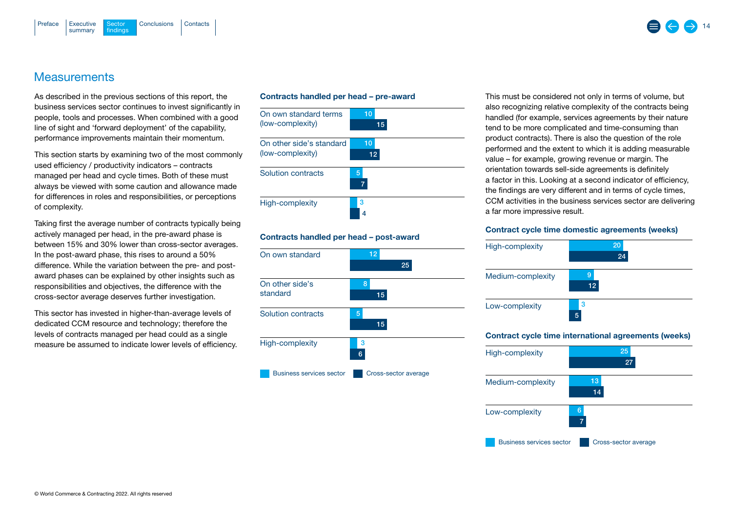## Measurements

As described in the previous sections of this report, the business services sector continues to invest significantly in people, tools and processes. When combined with a good line of sight and 'forward deployment' of the capability, performance improvements maintain their momentum.

This section starts by examining two of the most commonly used efficiency / productivity indicators – contracts managed per head and cycle times. Both of these must always be viewed with some caution and allowance made for differences in roles and responsibilities, or perceptions of complexity.

Taking first the average number of contracts typically being actively managed per head, in the pre-award phase is between 15% and 30% lower than cross-sector averages. In the post-award phase, this rises to around a 50% difference. While the variation between the pre- and post-award phases can be explained by other insights such as responsibilities and objectives, the difference with the cross-sector average deserves further investigation.

This sector has invested in higher-than-average levels of dedicated CCM resource and technology; therefore the levels of contracts managed per head could as a single measure be assumed to indicate lower levels of efficiency.

**Contracts handled per head – pre-award**

| | Business services sector | Cross-sector average |
|---|---|---|
| On own standard terms (low-complexity) | 10 | 15 |
| On other side's standard (low-complexity) | 10 | 12 |
| Solution contracts | 5 | 7 |
| High-complexity | 3 | 4 |

**Contracts handled per head – post-award**

| | Business services sector | Cross-sector average |
|---|---|---|
| On own standard | 12 | 25 |
| On other side's standard | 8 | 15 |
| Solution contracts | 5 | 15 |
| High-complexity | 3 | 6 |

This must be considered not only in terms of volume, but also recognizing relative complexity of the contracts being handled (for example, services agreements by their nature tend to be more complicated and time-consuming than product contracts). There is also the question of the role performed and the extent to which it is adding measurable value – for example, growing revenue or margin. The orientation towards sell-side agreements is definitely a factor in this. Looking at a second indicator of efficiency, the findings are very different and in terms of cycle times, CCM activities in the business services sector are delivering a far more impressive result.

**Contract cycle time domestic agreements (weeks)**

| | Business services sector | Cross-sector average |
|---|---|---|
| High-complexity | 20 | 24 |
| Medium-complexity | 9 | 12 |
| Low-complexity | 3 | 5 |

**Contract cycle time international agreements (weeks)**

| | Business services sector | Cross-sector average |
|---|---|---|
| High-complexity | 25 | 27 |
| Medium-complexity | 13 | 14 |
| Low-complexity | 6 | 7 |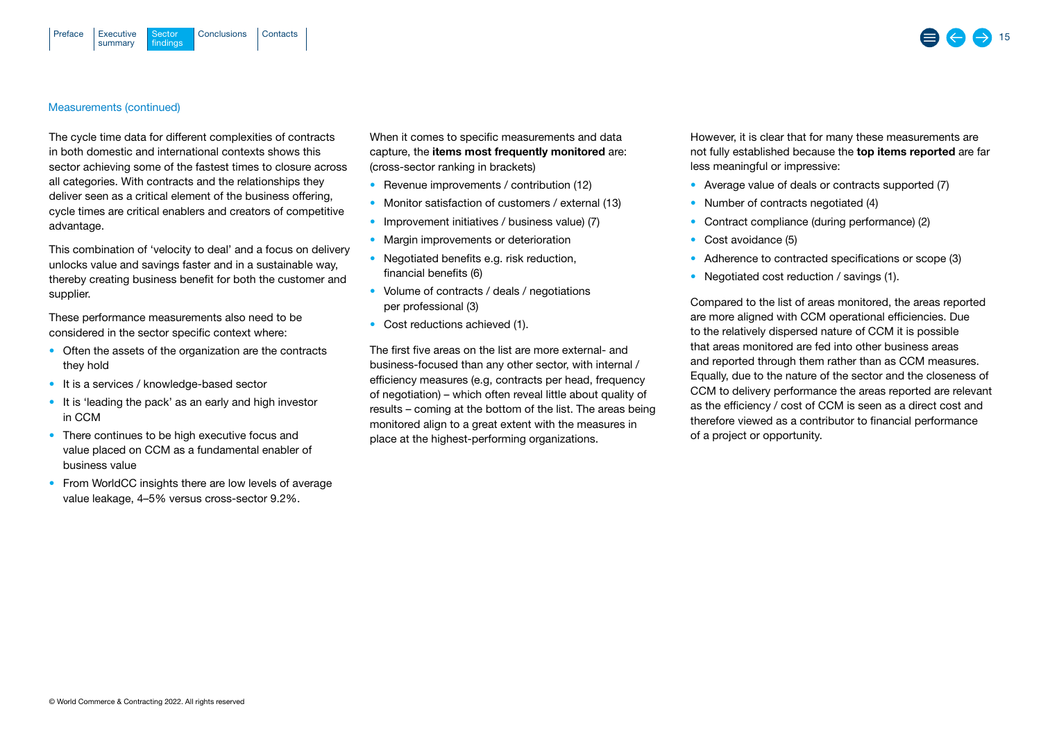Measurements (continued)

The cycle time data for different complexities of contracts in both domestic and international contexts shows this sector achieving some of the fastest times to closure across all categories. With contracts and the relationships they deliver seen as a critical element of the business offering, cycle times are critical enablers and creators of competitive advantage.

This combination of 'velocity to deal' and a focus on delivery unlocks value and savings faster and in a sustainable way, thereby creating business benefit for both the customer and supplier.

These performance measurements also need to be considered in the sector specific context where:

- Often the assets of the organization are the contracts they hold
- It is a services / knowledge-based sector
- It is 'leading the pack' as an early and high investor in CCM
- There continues to be high executive focus and value placed on CCM as a fundamental enabler of business value
- From WorldCC insights there are low levels of average value leakage, 4–5% versus cross-sector 9.2%.

When it comes to specific measurements and data capture, the **items most frequently monitored** are: (cross-sector ranking in brackets)

- Revenue improvements / contribution (12)
- Monitor satisfaction of customers / external (13)
- Improvement initiatives / business value) (7)
- Margin improvements or deterioration
- Negotiated benefits e.g. risk reduction, financial benefits (6)
- Volume of contracts / deals / negotiations per professional (3)
- Cost reductions achieved (1).

The first five areas on the list are more external- and business-focused than any other sector, with internal / efficiency measures (e.g, contracts per head, frequency of negotiation) – which often reveal little about quality of results – coming at the bottom of the list. The areas being monitored align to a great extent with the measures in place at the highest-performing organizations.

However, it is clear that for many these measurements are not fully established because the **top items reported** are far less meaningful or impressive:

- Average value of deals or contracts supported (7)
- Number of contracts negotiated (4)
- Contract compliance (during performance) (2)
- Cost avoidance (5)
- Adherence to contracted specifications or scope (3)
- Negotiated cost reduction / savings (1).

Compared to the list of areas monitored, the areas reported are more aligned with CCM operational efficiencies. Due to the relatively dispersed nature of CCM it is possible that areas monitored are fed into other business areas and reported through them rather than as CCM measures. Equally, due to the nature of the sector and the closeness of CCM to delivery performance the areas reported are relevant as the efficiency / cost of CCM is seen as a direct cost and therefore viewed as a contributor to financial performance of a project or opportunity.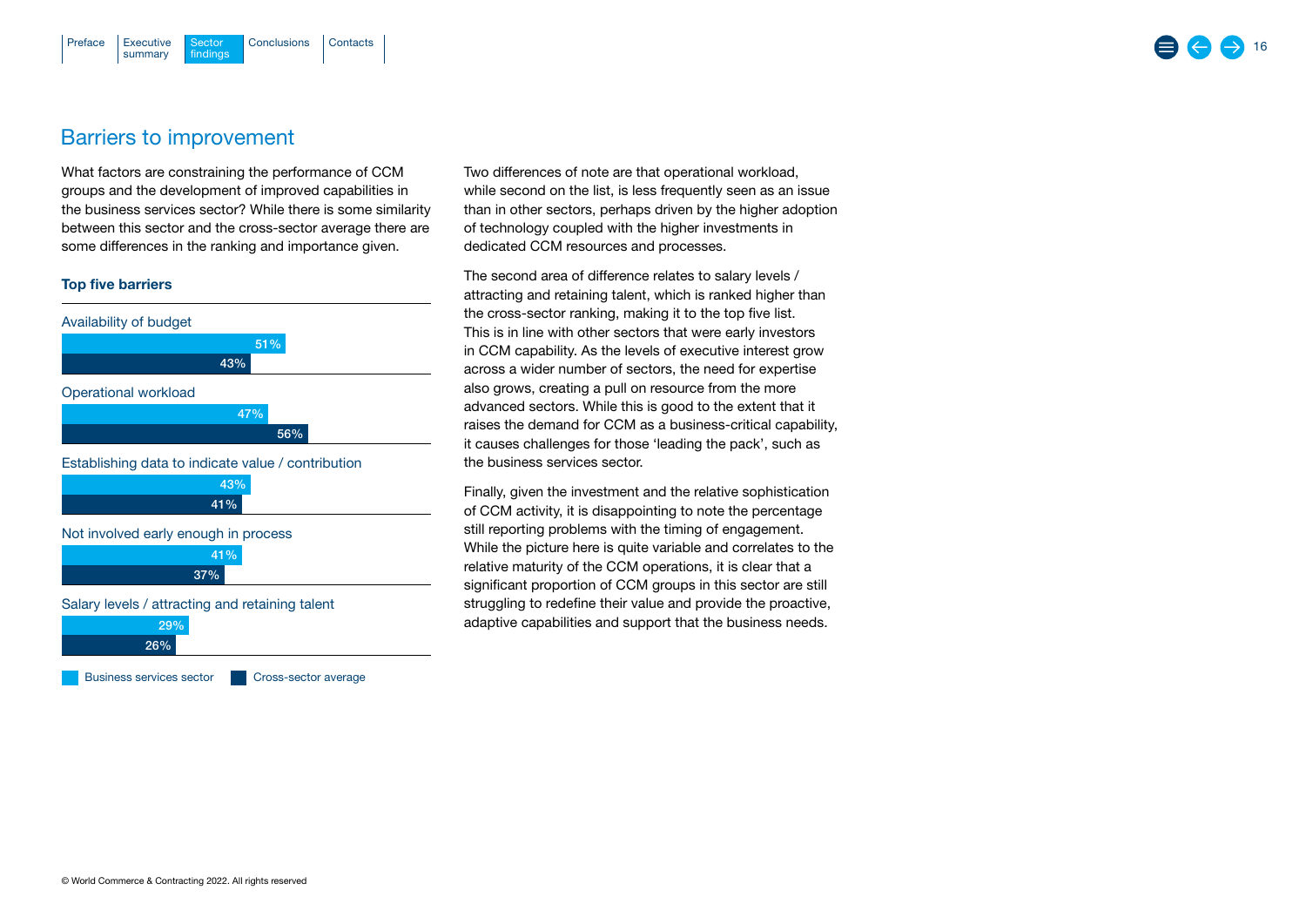## Barriers to improvement

What factors are constraining the performance of CCM groups and the development of improved capabilities in the business services sector? While there is some similarity between this sector and the cross-sector average there are some differences in the ranking and importance given.

**Top five barriers**

| Barrier | Business services sector | Cross-sector average |
|---|---|---|
| Availability of budget | 51% | 43% |
| Operational workload | 47% | 56% |
| Establishing data to indicate value / contribution | 43% | 41% |
| Not involved early enough in process | 41% | 37% |
| Salary levels / attracting and retaining talent | 29% | 26% |

Two differences of note are that operational workload, while second on the list, is less frequently seen as an issue than in other sectors, perhaps driven by the higher adoption of technology coupled with the higher investments in dedicated CCM resources and processes.

The second area of difference relates to salary levels / attracting and retaining talent, which is ranked higher than the cross-sector ranking, making it to the top five list. This is in line with other sectors that were early investors in CCM capability. As the levels of executive interest grow across a wider number of sectors, the need for expertise also grows, creating a pull on resource from the more advanced sectors. While this is good to the extent that it raises the demand for CCM as a business-critical capability, it causes challenges for those 'leading the pack', such as the business services sector.

Finally, given the investment and the relative sophistication of CCM activity, it is disappointing to note the percentage still reporting problems with the timing of engagement. While the picture here is quite variable and correlates to the relative maturity of the CCM operations, it is clear that a significant proportion of CCM groups in this sector are still struggling to redefine their value and provide the proactive, adaptive capabilities and support that the business needs.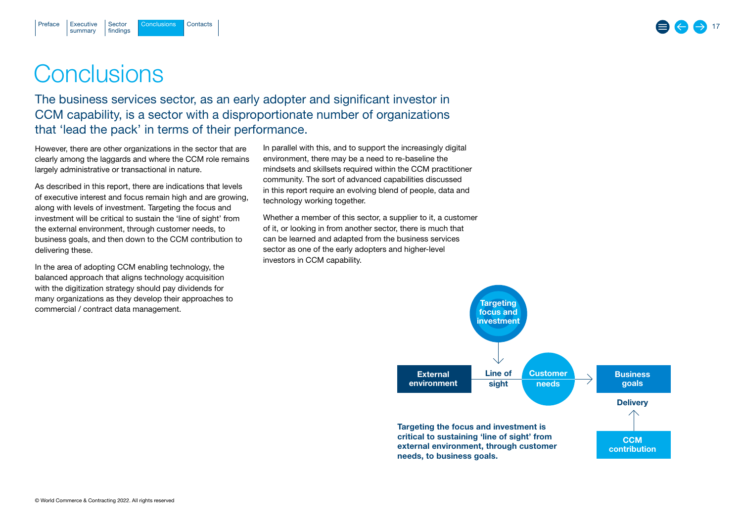# Conclusions

## The business services sector, as an early adopter and significant investor in CCM capability, is a sector with a disproportionate number of organizations that 'lead the pack' in terms of their performance.

However, there are other organizations in the sector that are clearly among the laggards and where the CCM role remains largely administrative or transactional in nature.

As described in this report, there are indications that levels of executive interest and focus remain high and are growing, along with levels of investment. Targeting the focus and investment will be critical to sustain the 'line of sight' from the external environment, through customer needs, to business goals, and then down to the CCM contribution to delivering these.

In the area of adopting CCM enabling technology, the balanced approach that aligns technology acquisition with the digitization strategy should pay dividends for many organizations as they develop their approaches to commercial / contract data management.

In parallel with this, and to support the increasingly digital environment, there may be a need to re-baseline the mindsets and skillsets required within the CCM practitioner community. The sort of advanced capabilities discussed in this report require an evolving blend of people, data and technology working together.

Whether a member of this sector, a supplier to it, a customer of it, or looking in from another sector, there is much that can be learned and adapted from the business services sector as one of the early adopters and higher-level investors in CCM capability.

Targeting focus and investment

External environment — Line of sight — Customer needs → Business goals

Delivery

CCM contribution

**Targeting the focus and investment is critical to sustaining 'line of sight' from external environment, through customer needs, to business goals.**

© World Commerce & Contracting 2022. All rights reserved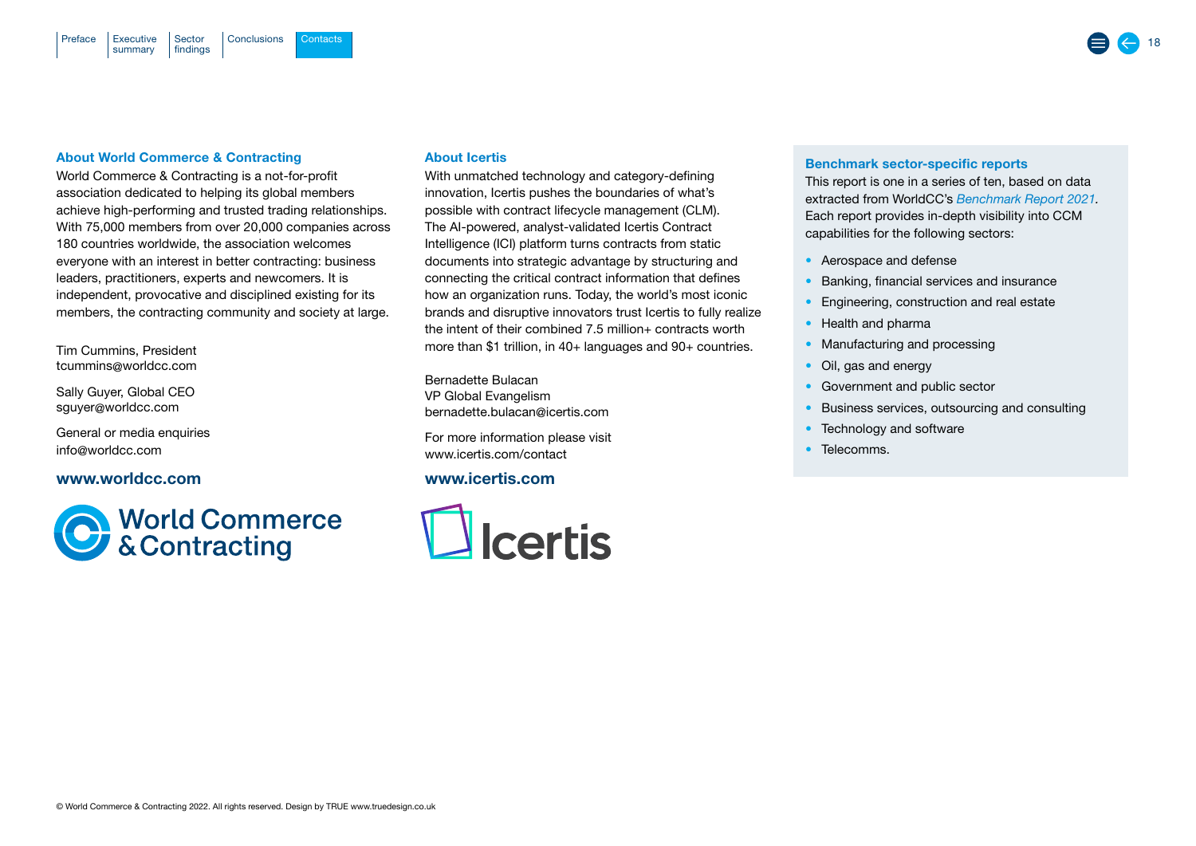## About World Commerce & Contracting

World Commerce & Contracting is a not-for-profit association dedicated to helping its global members achieve high-performing and trusted trading relationships. With 75,000 members from over 20,000 companies across 180 countries worldwide, the association welcomes everyone with an interest in better contracting: business leaders, practitioners, experts and newcomers. It is independent, provocative and disciplined existing for its members, the contracting community and society at large.

Tim Cummins, President
tcummins@worldcc.com

Sally Guyer, Global CEO
sguyer@worldcc.com

General or media enquiries
info@worldcc.com

**www.worldcc.com**

## About Icertis

With unmatched technology and category-defining innovation, Icertis pushes the boundaries of what's possible with contract lifecycle management (CLM). The AI-powered, analyst-validated Icertis Contract Intelligence (ICI) platform turns contracts from static documents into strategic advantage by structuring and connecting the critical contract information that defines how an organization runs. Today, the world's most iconic brands and disruptive innovators trust Icertis to fully realize the intent of their combined 7.5 million+ contracts worth more than $1 trillion, in 40+ languages and 90+ countries.

Bernadette Bulacan
VP Global Evangelism
bernadette.bulacan@icertis.com

For more information please visit
www.icertis.com/contact

**www.icertis.com**

## Benchmark sector-specific reports

This report is one in a series of ten, based on data extracted from WorldCC's *Benchmark Report 2021*. Each report provides in-depth visibility into CCM capabilities for the following sectors:

- Aerospace and defense
- Banking, financial services and insurance
- Engineering, construction and real estate
- Health and pharma
- Manufacturing and processing
- Oil, gas and energy
- Government and public sector
- Business services, outsourcing and consulting
- Technology and software
- Telecomms.

© World Commerce & Contracting 2022. All rights reserved. Design by TRUE www.truedesign.co.uk